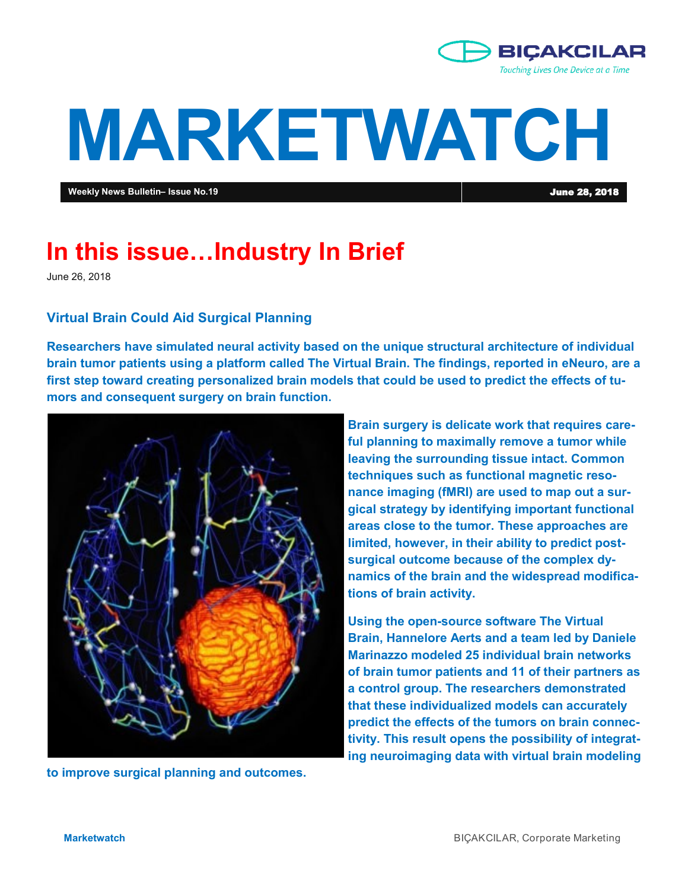# MARKETWATCH

**Weekly News Bulletin– Issue No.19** | **June 28, 2018**

## In this issue…Industry In Brief

June 26, 2018

### Virtual Brain Could Aid Surgical Planning

**Researchers have simulated neural activity based on the unique structural architecture of individual brain tumor patients using a platform called The Virtual Brain. The findings, reported in eNeuro, are a first step toward creating personalized brain models that could be used to predict the effects of tumors and consequent surgery on brain function.**

**Brain surgery is delicate work that requires careful planning to maximally remove a tumor while leaving the surrounding tissue intact. Common techniques such as functional magnetic resonance imaging (fMRI) are used to map out a surgical strategy by identifying important functional areas close to the tumor. These approaches are limited, however, in their ability to predict post-surgical outcome because of the complex dynamics of the brain and the widespread modifications of brain activity.**

**Using the open-source software The Virtual Brain, Hannelore Aerts and a team led by Daniele Marinazzo modeled 25 individual brain networks of brain tumor patients and 11 of their partners as a control group. The researchers demonstrated that these individualized models can accurately predict the effects of the tumors on brain connectivity. This result opens the possibility of integrating neuroimaging data with virtual brain modeling to improve surgical planning and outcomes.**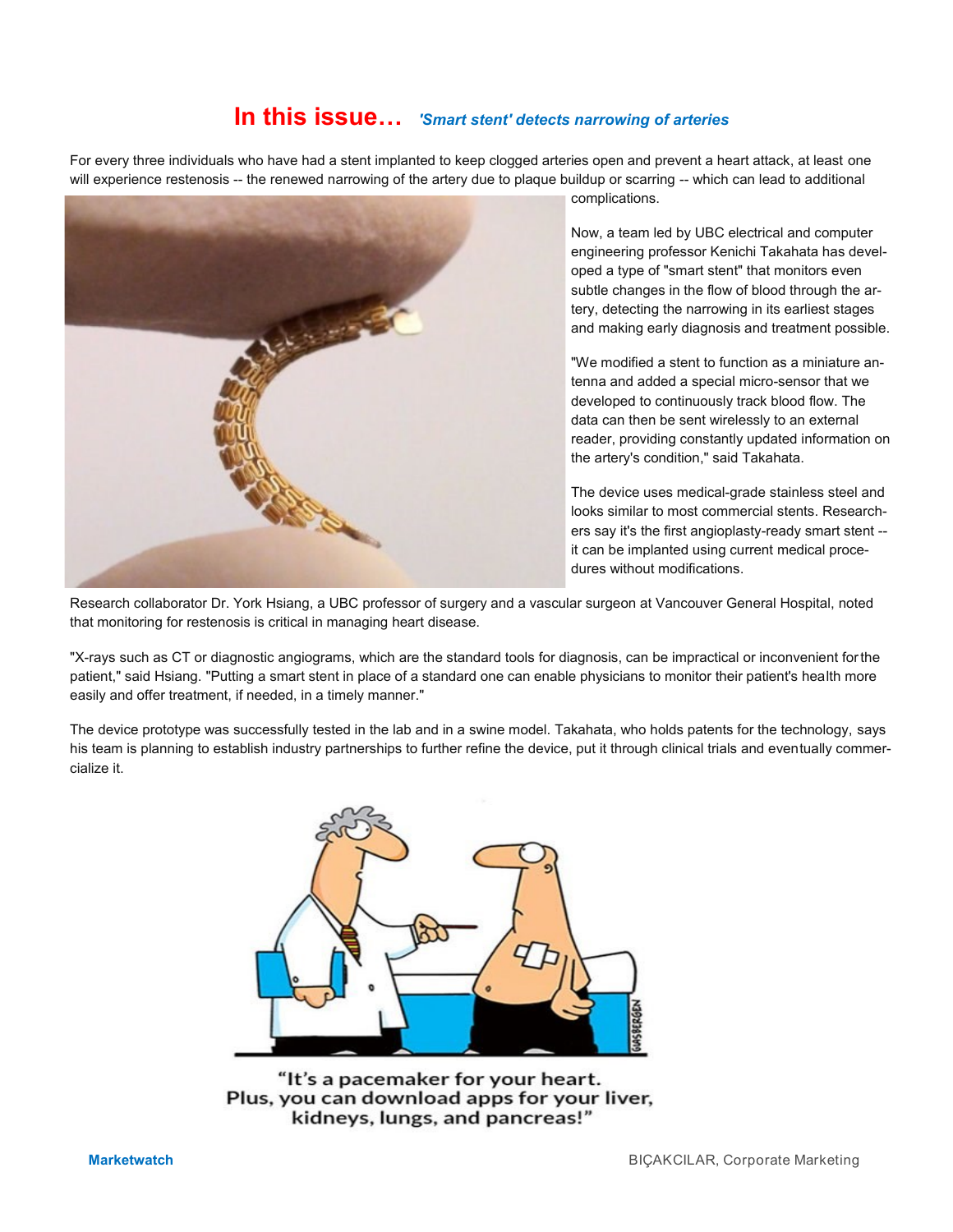# In this issue… *'Smart stent' detects narrowing of arteries*

For every three individuals who have had a stent implanted to keep clogged arteries open and prevent a heart attack, at least one will experience restenosis -- the renewed narrowing of the artery due to plaque buildup or scarring -- which can lead to additional complications.

Now, a team led by UBC electrical and computer engineering professor Kenichi Takahata has developed a type of "smart stent" that monitors even subtle changes in the flow of blood through the artery, detecting the narrowing in its earliest stages and making early diagnosis and treatment possible.

"We modified a stent to function as a miniature antenna and added a special micro-sensor that we developed to continuously track blood flow. The data can then be sent wirelessly to an external reader, providing constantly updated information on the artery's condition," said Takahata.

The device uses medical-grade stainless steel and looks similar to most commercial stents. Researchers say it's the first angioplasty-ready smart stent -- it can be implanted using current medical procedures without modifications.

Research collaborator Dr. York Hsiang, a UBC professor of surgery and a vascular surgeon at Vancouver General Hospital, noted that monitoring for restenosis is critical in managing heart disease.

"X-rays such as CT or diagnostic angiograms, which are the standard tools for diagnosis, can be impractical or inconvenient for the patient," said Hsiang. "Putting a smart stent in place of a standard one can enable physicians to monitor their patient's health more easily and offer treatment, if needed, in a timely manner."

The device prototype was successfully tested in the lab and in a swine model. Takahata, who holds patents for the technology, says his team is planning to establish industry partnerships to further refine the device, put it through clinical trials and eventually commercialize it.

"It's a pacemaker for your heart. Plus, you can download apps for your liver, kidneys, lungs, and pancreas!"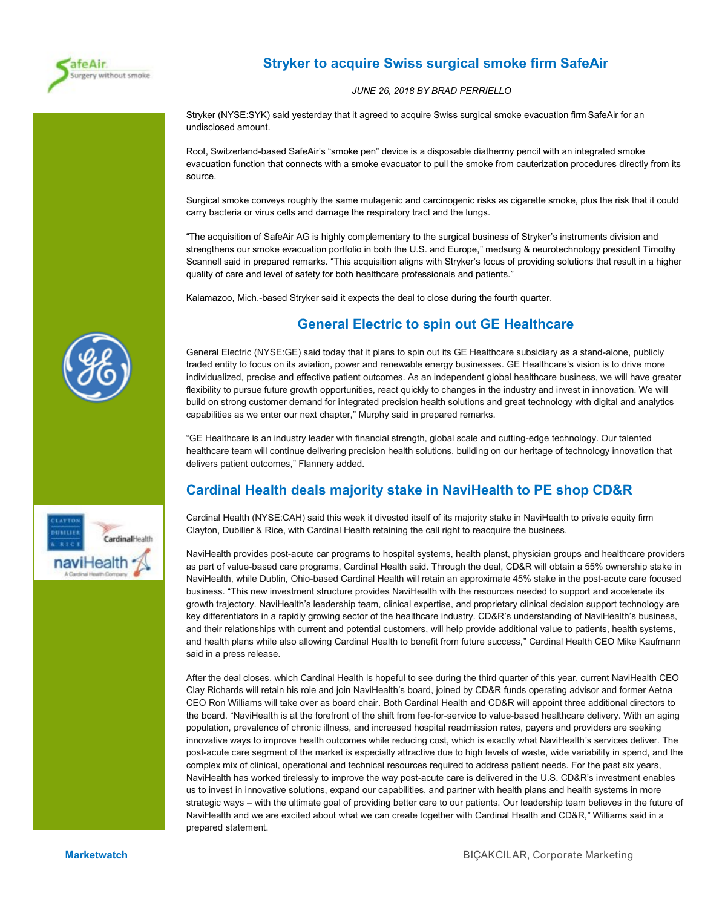## Stryker to acquire Swiss surgical smoke firm SafeAir

*JUNE 26, 2018 BY BRAD PERRIELLO*

Stryker (NYSE:SYK) said yesterday that it agreed to acquire Swiss surgical smoke evacuation firm SafeAir for an undisclosed amount.

Root, Switzerland-based SafeAir's "smoke pen" device is a disposable diathermy pencil with an integrated smoke evacuation function that connects with a smoke evacuator to pull the smoke from cauterization procedures directly from its source.

Surgical smoke conveys roughly the same mutagenic and carcinogenic risks as cigarette smoke, plus the risk that it could carry bacteria or virus cells and damage the respiratory tract and the lungs.

"The acquisition of SafeAir AG is highly complementary to the surgical business of Stryker's instruments division and strengthens our smoke evacuation portfolio in both the U.S. and Europe," medsurg & neurotechnology president Timothy Scannell said in prepared remarks. "This acquisition aligns with Stryker's focus of providing solutions that result in a higher quality of care and level of safety for both healthcare professionals and patients."

Kalamazoo, Mich.-based Stryker said it expects the deal to close during the fourth quarter.

## General Electric to spin out GE Healthcare

General Electric (NYSE:GE) said today that it plans to spin out its GE Healthcare subsidiary as a stand-alone, publicly traded entity to focus on its aviation, power and renewable energy businesses. GE Healthcare's vision is to drive more individualized, precise and effective patient outcomes. As an independent global healthcare business, we will have greater flexibility to pursue future growth opportunities, react quickly to changes in the industry and invest in innovation. We will build on strong customer demand for integrated precision health solutions and great technology with digital and analytics capabilities as we enter our next chapter," Murphy said in prepared remarks.

"GE Healthcare is an industry leader with financial strength, global scale and cutting-edge technology. Our talented healthcare team will continue delivering precision health solutions, building on our heritage of technology innovation that delivers patient outcomes," Flannery added.

## Cardinal Health deals majority stake in NaviHealth to PE shop CD&R

Cardinal Health (NYSE:CAH) said this week it divested itself of its majority stake in NaviHealth to private equity firm Clayton, Dubilier & Rice, with Cardinal Health retaining the call right to reacquire the business.

NaviHealth provides post-acute car programs to hospital systems, health planst, physician groups and healthcare providers as part of value-based care programs, Cardinal Health said. Through the deal, CD&R will obtain a 55% ownership stake in NaviHealth, while Dublin, Ohio-based Cardinal Health will retain an approximate 45% stake in the post-acute care focused business. "This new investment structure provides NaviHealth with the resources needed to support and accelerate its growth trajectory. NaviHealth's leadership team, clinical expertise, and proprietary clinical decision support technology are key differentiators in a rapidly growing sector of the healthcare industry. CD&R's understanding of NaviHealth's business, and their relationships with current and potential customers, will help provide additional value to patients, health systems, and health plans while also allowing Cardinal Health to benefit from future success," Cardinal Health CEO Mike Kaufmann said in a press release.

After the deal closes, which Cardinal Health is hopeful to see during the third quarter of this year, current NaviHealth CEO Clay Richards will retain his role and join NaviHealth's board, joined by CD&R funds operating advisor and former Aetna CEO Ron Williams will take over as board chair. Both Cardinal Health and CD&R will appoint three additional directors to the board. "NaviHealth is at the forefront of the shift from fee-for-service to value-based healthcare delivery. With an aging population, prevalence of chronic illness, and increased hospital readmission rates, payers and providers are seeking innovative ways to improve health outcomes while reducing cost, which is exactly what NaviHealth's services deliver. The post-acute care segment of the market is especially attractive due to high levels of waste, wide variability in spend, and the complex mix of clinical, operational and technical resources required to address patient needs. For the past six years, NaviHealth has worked tirelessly to improve the way post-acute care is delivered in the U.S. CD&R's investment enables us to invest in innovative solutions, expand our capabilities, and partner with health plans and health systems in more strategic ways – with the ultimate goal of providing better care to our patients. Our leadership team believes in the future of NaviHealth and we are excited about what we can create together with Cardinal Health and CD&R," Williams said in a prepared statement.

**Marketwatch**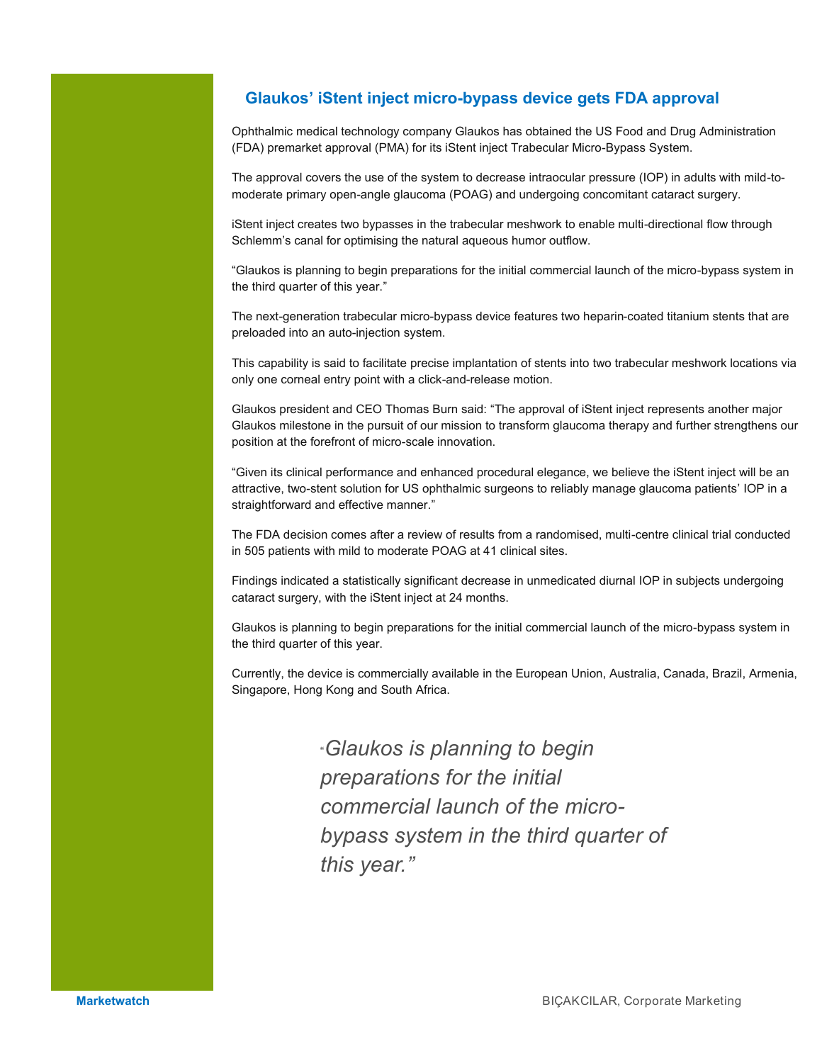## Glaukos' iStent inject micro-bypass device gets FDA approval

Ophthalmic medical technology company Glaukos has obtained the US Food and Drug Administration (FDA) premarket approval (PMA) for its iStent inject Trabecular Micro-Bypass System.

The approval covers the use of the system to decrease intraocular pressure (IOP) in adults with mild-to-moderate primary open-angle glaucoma (POAG) and undergoing concomitant cataract surgery.

iStent inject creates two bypasses in the trabecular meshwork to enable multi-directional flow through Schlemm's canal for optimising the natural aqueous humor outflow.

"Glaukos is planning to begin preparations for the initial commercial launch of the micro-bypass system in the third quarter of this year."

The next-generation trabecular micro-bypass device features two heparin-coated titanium stents that are preloaded into an auto-injection system.

This capability is said to facilitate precise implantation of stents into two trabecular meshwork locations via only one corneal entry point with a click-and-release motion.

Glaukos president and CEO Thomas Burn said: "The approval of iStent inject represents another major Glaukos milestone in the pursuit of our mission to transform glaucoma therapy and further strengthens our position at the forefront of micro-scale innovation.

"Given its clinical performance and enhanced procedural elegance, we believe the iStent inject will be an attractive, two-stent solution for US ophthalmic surgeons to reliably manage glaucoma patients' IOP in a straightforward and effective manner."

The FDA decision comes after a review of results from a randomised, multi-centre clinical trial conducted in 505 patients with mild to moderate POAG at 41 clinical sites.

Findings indicated a statistically significant decrease in unmedicated diurnal IOP in subjects undergoing cataract surgery, with the iStent inject at 24 months.

Glaukos is planning to begin preparations for the initial commercial launch of the micro-bypass system in the third quarter of this year.

Currently, the device is commercially available in the European Union, Australia, Canada, Brazil, Armenia, Singapore, Hong Kong and South Africa.

> *"Glaukos is planning to begin preparations for the initial commercial launch of the micro-bypass system in the third quarter of this year."*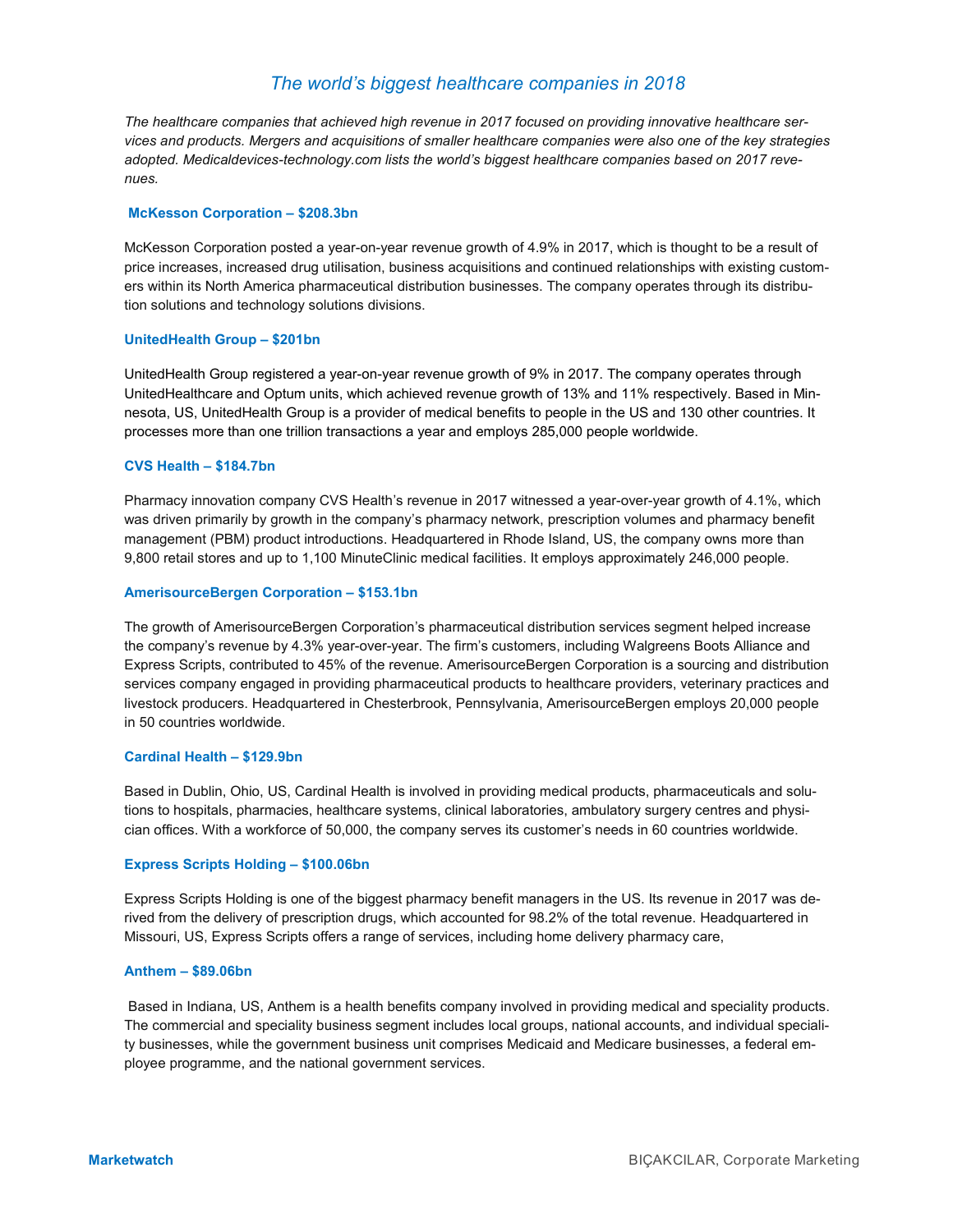# *The world's biggest healthcare companies in 2018*

*The healthcare companies that achieved high revenue in 2017 focused on providing innovative healthcare services and products. Mergers and acquisitions of smaller healthcare companies were also one of the key strategies adopted. Medicaldevices-technology.com lists the world's biggest healthcare companies based on 2017 revenues.*

### McKesson Corporation – $208.3bn

McKesson Corporation posted a year-on-year revenue growth of 4.9% in 2017, which is thought to be a result of price increases, increased drug utilisation, business acquisitions and continued relationships with existing customers within its North America pharmaceutical distribution businesses. The company operates through its distribution solutions and technology solutions divisions.

### UnitedHealth Group – $201bn

UnitedHealth Group registered a year-on-year revenue growth of 9% in 2017. The company operates through UnitedHealthcare and Optum units, which achieved revenue growth of 13% and 11% respectively. Based in Minnesota, US, UnitedHealth Group is a provider of medical benefits to people in the US and 130 other countries. It processes more than one trillion transactions a year and employs 285,000 people worldwide.

### CVS Health – $184.7bn

Pharmacy innovation company CVS Health's revenue in 2017 witnessed a year-over-year growth of 4.1%, which was driven primarily by growth in the company's pharmacy network, prescription volumes and pharmacy benefit management (PBM) product introductions. Headquartered in Rhode Island, US, the company owns more than 9,800 retail stores and up to 1,100 MinuteClinic medical facilities. It employs approximately 246,000 people.

### AmerisourceBergen Corporation – $153.1bn

The growth of AmerisourceBergen Corporation's pharmaceutical distribution services segment helped increase the company's revenue by 4.3% year-over-year. The firm's customers, including Walgreens Boots Alliance and Express Scripts, contributed to 45% of the revenue. AmerisourceBergen Corporation is a sourcing and distribution services company engaged in providing pharmaceutical products to healthcare providers, veterinary practices and livestock producers. Headquartered in Chesterbrook, Pennsylvania, AmerisourceBergen employs 20,000 people in 50 countries worldwide.

### Cardinal Health – $129.9bn

Based in Dublin, Ohio, US, Cardinal Health is involved in providing medical products, pharmaceuticals and solutions to hospitals, pharmacies, healthcare systems, clinical laboratories, ambulatory surgery centres and physician offices. With a workforce of 50,000, the company serves its customer's needs in 60 countries worldwide.

### Express Scripts Holding – $100.06bn

Express Scripts Holding is one of the biggest pharmacy benefit managers in the US. Its revenue in 2017 was derived from the delivery of prescription drugs, which accounted for 98.2% of the total revenue. Headquartered in Missouri, US, Express Scripts offers a range of services, including home delivery pharmacy care,

### Anthem – $89.06bn

Based in Indiana, US, Anthem is a health benefits company involved in providing medical and speciality products. The commercial and speciality business segment includes local groups, national accounts, and individual speciality businesses, while the government business unit comprises Medicaid and Medicare businesses, a federal employee programme, and the national government services.